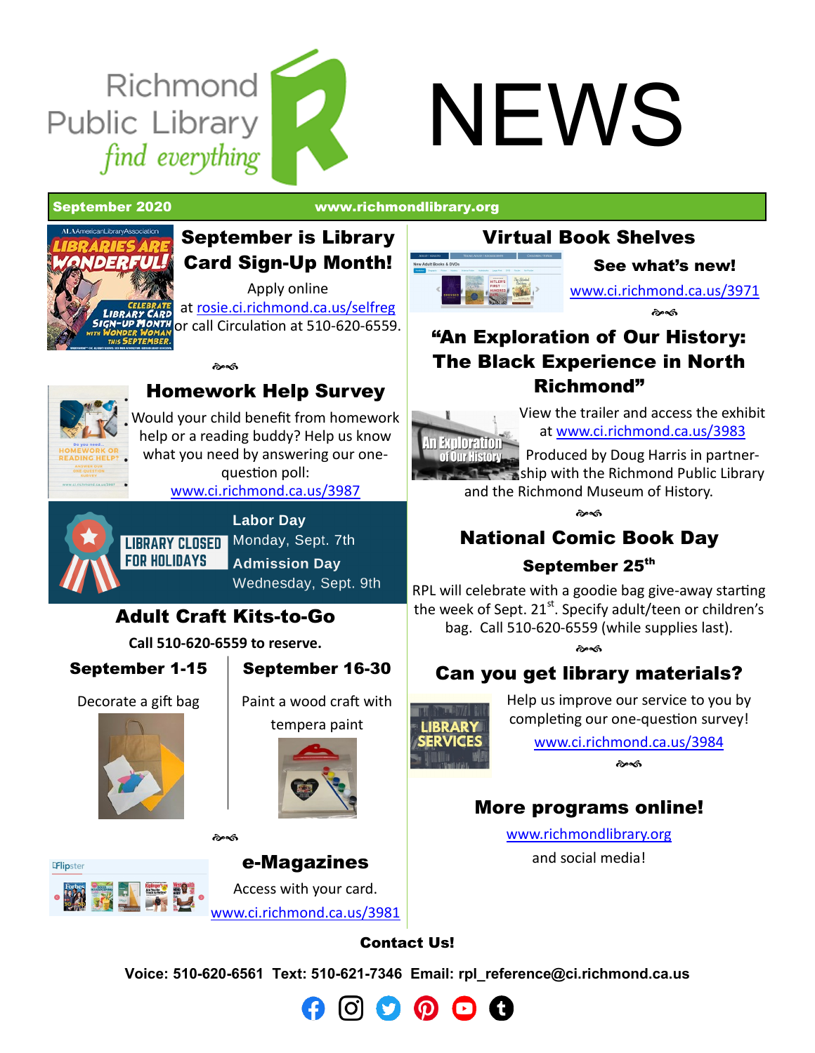# Richmond Public Library NEWS

*find everything*

**September 2020** | **www.richmondlibrary.org**

## September is Library Card Sign-Up Month!

Apply online at rosie.ci.richmond.ca.us/selfreg or call Circulation at 510-620-6559.

## Homework Help Survey

Would your child benefit from homework help or a reading buddy? Help us know what you need by answering our one-question poll: www.ci.richmond.ca.us/3987

## LIBRARY CLOSED FOR HOLIDAYS

**Labor Day**
Monday, Sept. 7th

**Admission Day**
Wednesday, Sept. 9th

## Adult Craft Kits-to-Go

**Call 510-620-6559 to reserve.**

| **September 1-15** | **September 16-30** |
|---|---|
| Decorate a gift bag | Paint a wood craft with tempera paint |

## e-Magazines

Access with your card.
www.ci.richmond.ca.us/3981

## Virtual Book Shelves

**See what's new!**

www.ci.richmond.ca.us/3971

## "An Exploration of Our History: The Black Experience in North Richmond"

View the trailer and access the exhibit at www.ci.richmond.ca.us/3983

Produced by Doug Harris in partnership with the Richmond Public Library and the Richmond Museum of History.

## National Comic Book Day

**September 25th**

RPL will celebrate with a goodie bag give-away starting the week of Sept. 21st. Specify adult/teen or children's bag. Call 510-620-6559 (while supplies last).

## Can you get library materials?

Help us improve our service to you by completing our one-question survey!

www.ci.richmond.ca.us/3984

## More programs online!

www.richmondlibrary.org

and social media!

**Contact Us!**

**Voice: 510-620-6561 Text: 510-621-7346 Email: rpl_reference@ci.richmond.ca.us**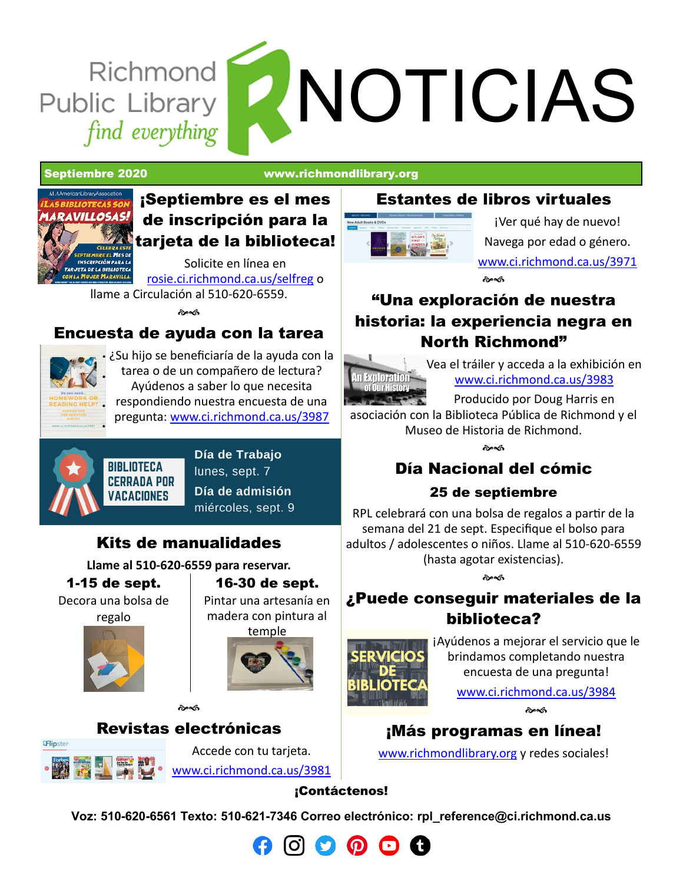Richmond Public Library
*find everything*

# NOTICIAS

**Septiembre 2020** **www.richmondlibrary.org**

## ¡Septiembre es el mes de inscripción para la tarjeta de la biblioteca!

Solicite en línea en rosie.ci.richmond.ca.us/selfreg o llame a Circulación al 510-620-6559.

## Encuesta de ayuda con la tarea

¿Su hijo se beneficiaría de la ayuda con la tarea o de un compañero de lectura? Ayúdenos a saber lo que necesita respondiendo nuestra encuesta de una pregunta: www.ci.richmond.ca.us/3987

**BIBLIOTECA CERRADA POR VACACIONES**

**Día de Trabajo**
lunes, sept. 7

**Día de admisión**
miércoles, sept. 9

## Kits de manualidades

**Llame al 510-620-6559 para reservar.**

**1-15 de sept.**
Decora una bolsa de regalo

**16-30 de sept.**
Pintar una artesanía en madera con pintura al temple

## Revistas electrónicas

Accede con tu tarjeta.
www.ci.richmond.ca.us/3981

## Estantes de libros virtuales

¡Ver qué hay de nuevo!
Navega por edad o género.
www.ci.richmond.ca.us/3971

## "Una exploración de nuestra historia: la experiencia negra en North Richmond"

Vea el tráiler y acceda a la exhibición en www.ci.richmond.ca.us/3983

Producido por Doug Harris en asociación con la Biblioteca Pública de Richmond y el Museo de Historia de Richmond.

## Día Nacional del cómic

### 25 de septiembre

RPL celebrará con una bolsa de regalos a partir de la semana del 21 de sept. Especifique el bolso para adultos / adolescentes o niños. Llame al 510-620-6559 (hasta agotar existencias).

## ¿Puede conseguir materiales de la biblioteca?

¡Ayúdenos a mejorar el servicio que le brindamos completando nuestra encuesta de una pregunta!
www.ci.richmond.ca.us/3984

## ¡Más programas en línea!

www.richmondlibrary.org y redes sociales!

**¡Contáctenos!**

**Voz: 510-620-6561 Texto: 510-621-7346 Correo electrónico: rpl_reference@ci.richmond.ca.us**